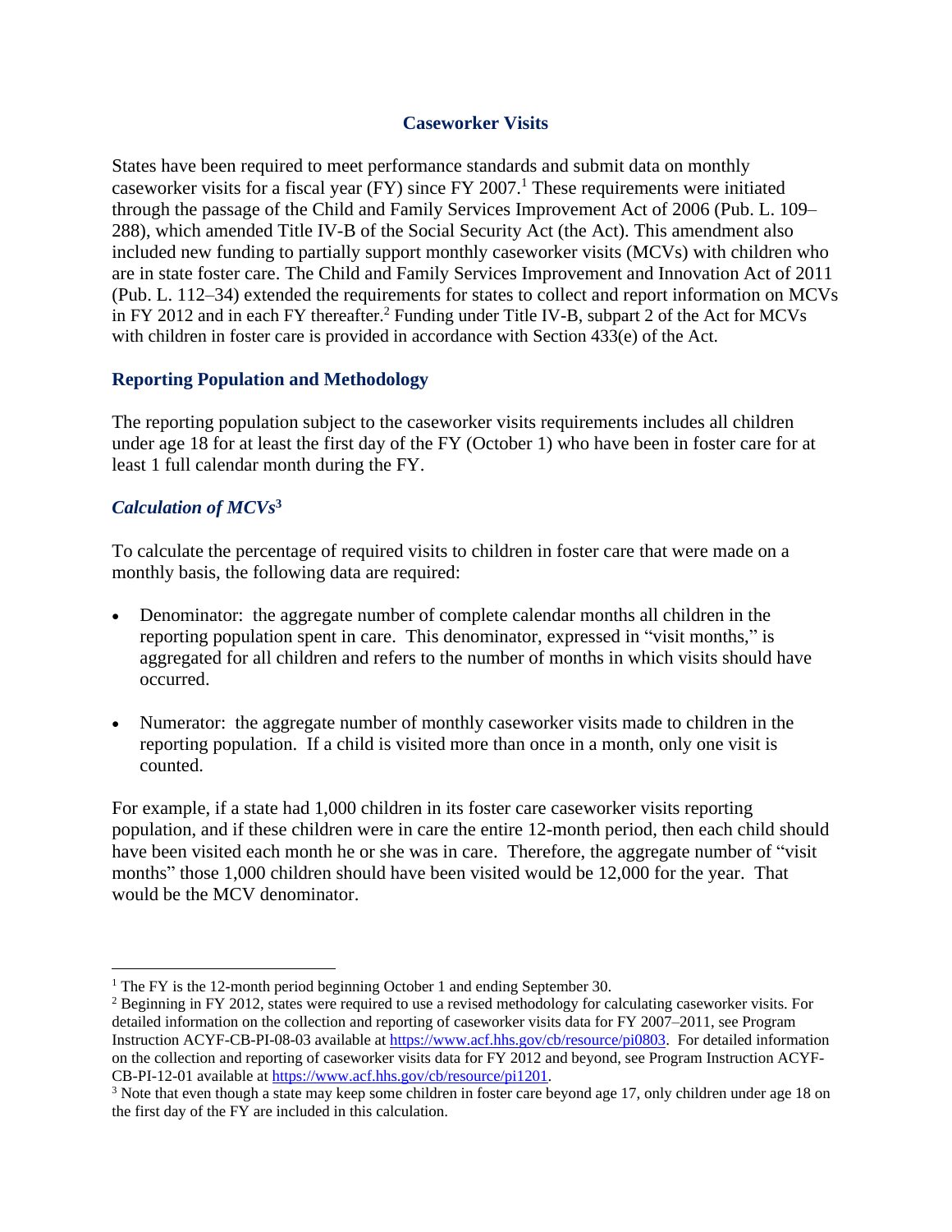# Caseworker Visits

States have been required to meet performance standards and submit data on monthly caseworker visits for a fiscal year (FY) since FY 2007.[1] These requirements were initiated through the passage of the Child and Family Services Improvement Act of 2006 (Pub. L. 109–288), which amended Title IV-B of the Social Security Act (the Act). This amendment also included new funding to partially support monthly caseworker visits (MCVs) with children who are in state foster care. The Child and Family Services Improvement and Innovation Act of 2011 (Pub. L. 112–34) extended the requirements for states to collect and report information on MCVs in FY 2012 and in each FY thereafter.[2] Funding under Title IV-B, subpart 2 of the Act for MCVs with children in foster care is provided in accordance with Section 433(e) of the Act.

## Reporting Population and Methodology

The reporting population subject to the caseworker visits requirements includes all children under age 18 for at least the first day of the FY (October 1) who have been in foster care for at least 1 full calendar month during the FY.

### *Calculation of MCVs*[3]

To calculate the percentage of required visits to children in foster care that were made on a monthly basis, the following data are required:

- Denominator: the aggregate number of complete calendar months all children in the reporting population spent in care. This denominator, expressed in "visit months," is aggregated for all children and refers to the number of months in which visits should have occurred.
- Numerator: the aggregate number of monthly caseworker visits made to children in the reporting population. If a child is visited more than once in a month, only one visit is counted.

For example, if a state had 1,000 children in its foster care caseworker visits reporting population, and if these children were in care the entire 12-month period, then each child should have been visited each month he or she was in care. Therefore, the aggregate number of "visit months" those 1,000 children should have been visited would be 12,000 for the year. That would be the MCV denominator.

---

[1] The FY is the 12-month period beginning October 1 and ending September 30.

[2] Beginning in FY 2012, states were required to use a revised methodology for calculating caseworker visits. For detailed information on the collection and reporting of caseworker visits data for FY 2007–2011, see Program Instruction ACYF-CB-PI-08-03 available at https://www.acf.hhs.gov/cb/resource/pi0803. For detailed information on the collection and reporting of caseworker visits data for FY 2012 and beyond, see Program Instruction ACYF-CB-PI-12-01 available at https://www.acf.hhs.gov/cb/resource/pi1201.

[3] Note that even though a state may keep some children in foster care beyond age 17, only children under age 18 on the first day of the FY are included in this calculation.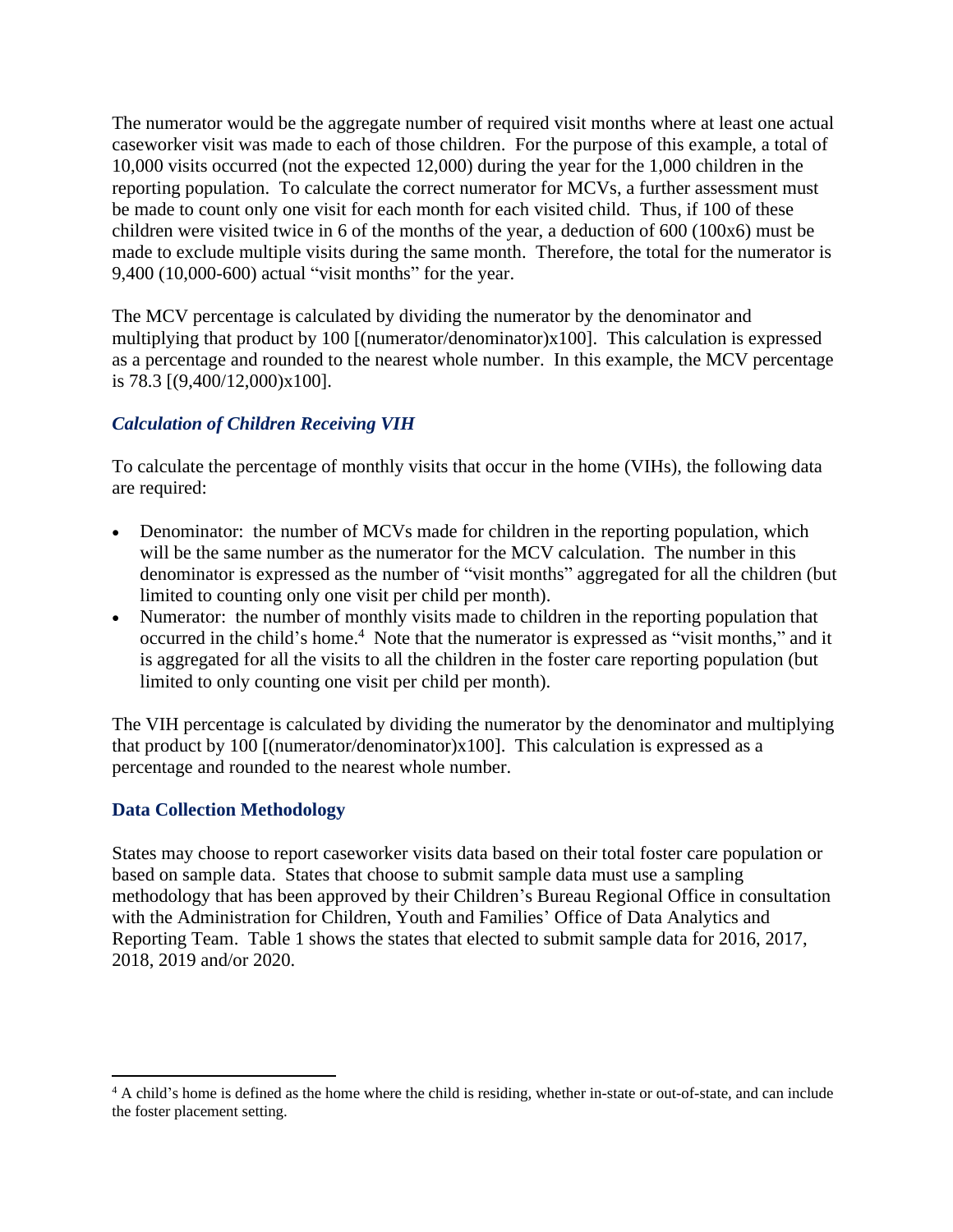The numerator would be the aggregate number of required visit months where at least one actual caseworker visit was made to each of those children. For the purpose of this example, a total of 10,000 visits occurred (not the expected 12,000) during the year for the 1,000 children in the reporting population. To calculate the correct numerator for MCVs, a further assessment must be made to count only one visit for each month for each visited child. Thus, if 100 of these children were visited twice in 6 of the months of the year, a deduction of 600 (100x6) must be made to exclude multiple visits during the same month. Therefore, the total for the numerator is 9,400 (10,000-600) actual "visit months" for the year.

The MCV percentage is calculated by dividing the numerator by the denominator and multiplying that product by 100 [(numerator/denominator)x100]. This calculation is expressed as a percentage and rounded to the nearest whole number. In this example, the MCV percentage is 78.3 [(9,400/12,000)x100].

### *Calculation of Children Receiving VIH*

To calculate the percentage of monthly visits that occur in the home (VIHs), the following data are required:

- Denominator: the number of MCVs made for children in the reporting population, which will be the same number as the numerator for the MCV calculation. The number in this denominator is expressed as the number of "visit months" aggregated for all the children (but limited to counting only one visit per child per month).
- Numerator: the number of monthly visits made to children in the reporting population that occurred in the child's home.[4] Note that the numerator is expressed as "visit months," and it is aggregated for all the visits to all the children in the foster care reporting population (but limited to only counting one visit per child per month).

The VIH percentage is calculated by dividing the numerator by the denominator and multiplying that product by 100 [(numerator/denominator)x100]. This calculation is expressed as a percentage and rounded to the nearest whole number.

## Data Collection Methodology

States may choose to report caseworker visits data based on their total foster care population or based on sample data. States that choose to submit sample data must use a sampling methodology that has been approved by their Children's Bureau Regional Office in consultation with the Administration for Children, Youth and Families' Office of Data Analytics and Reporting Team. Table 1 shows the states that elected to submit sample data for 2016, 2017, 2018, 2019 and/or 2020.

---

[4] A child's home is defined as the home where the child is residing, whether in-state or out-of-state, and can include the foster placement setting.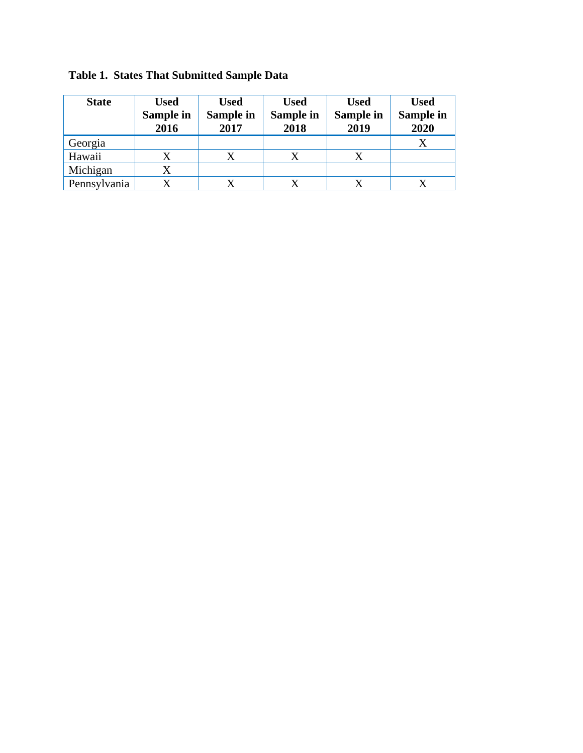**Table 1. States That Submitted Sample Data**

| State | Used Sample in 2016 | Used Sample in 2017 | Used Sample in 2018 | Used Sample in 2019 | Used Sample in 2020 |
|---|---|---|---|---|---|
| Georgia | | | | | X |
| Hawaii | X | X | X | X | |
| Michigan | X | | | | |
| Pennsylvania | X | X | X | X | X |